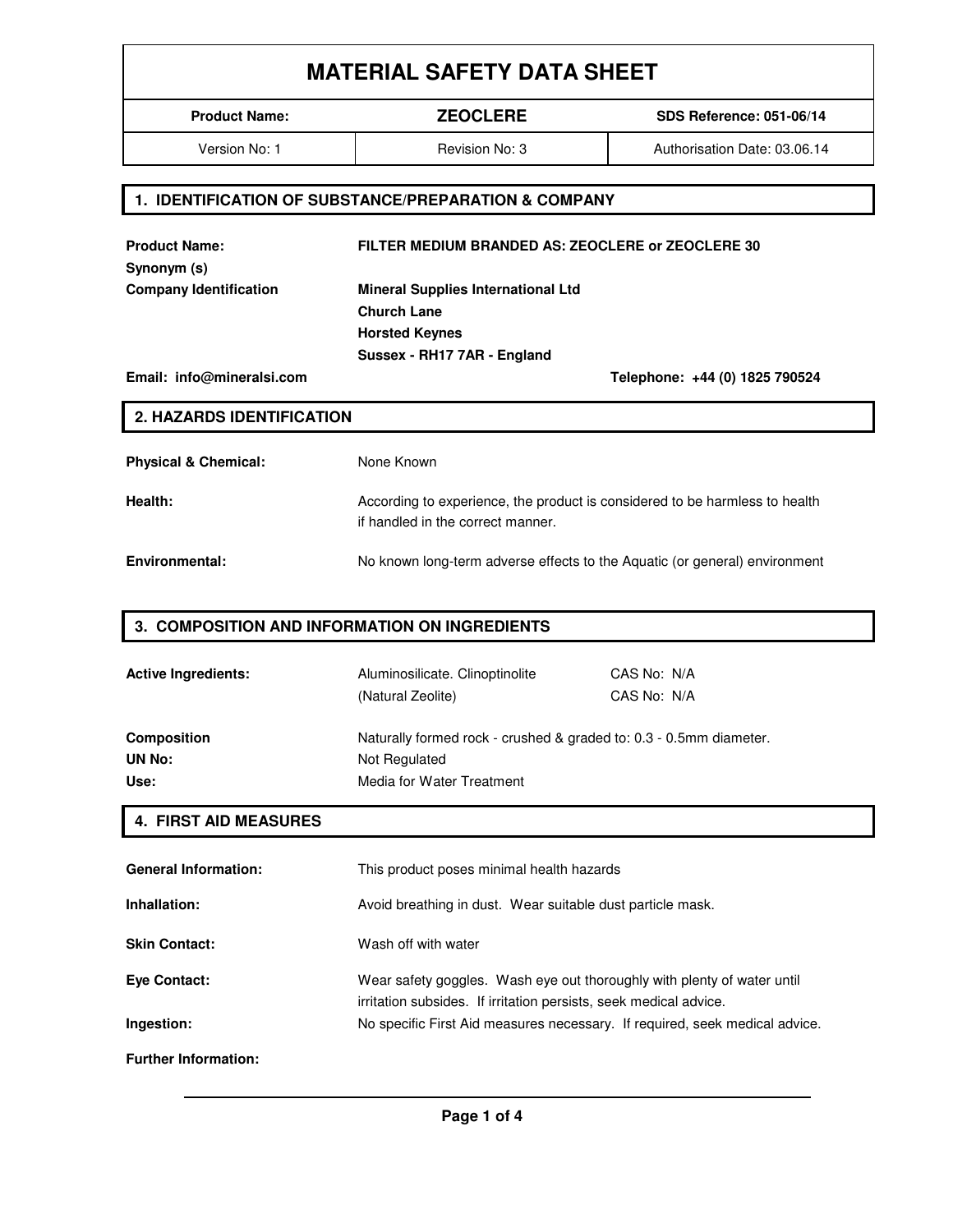# MATERIAL SAFETY DATA SHEET

| Product Name: | ZEOCLERE | SDS Reference: 051-06/14 |
|---|---|---|
| Version No: 1 | Revision No: 3 | Authorisation Date: 03.06.14 |

## 1. IDENTIFICATION OF SUBSTANCE/PREPARATION & COMPANY

**Product Name:** **FILTER MEDIUM BRANDED AS: ZEOCLERE or ZEOCLERE 30**

**Synonym (s)**

**Company Identification**
**Mineral Supplies International Ltd**
**Church Lane**
**Horsted Keynes**
**Sussex - RH17 7AR - England**

**Email: info@mineralsi.com** **Telephone: +44 (0) 1825 790524**

## 2. HAZARDS IDENTIFICATION

**Physical & Chemical:** None Known

**Health:** According to experience, the product is considered to be harmless to health if handled in the correct manner.

**Environmental:** No known long-term adverse effects to the Aquatic (or general) environment

## 3. COMPOSITION AND INFORMATION ON INGREDIENTS

**Active Ingredients:** Aluminosilicate. Clinoptinolite — CAS No: N/A
(Natural Zeolite) — CAS No: N/A

**Composition** Naturally formed rock - crushed & graded to: 0.3 - 0.5mm diameter.

**UN No:** Not Regulated

**Use:** Media for Water Treatment

## 4. FIRST AID MEASURES

**General Information:** This product poses minimal health hazards

**Inhallation:** Avoid breathing in dust. Wear suitable dust particle mask.

**Skin Contact:** Wash off with water

**Eye Contact:** Wear safety goggles. Wash eye out thoroughly with plenty of water until irritation subsides. If irritation persists, seek medical advice.

**Ingestion:** No specific First Aid measures necessary. If required, seek medical advice.

**Further Information:**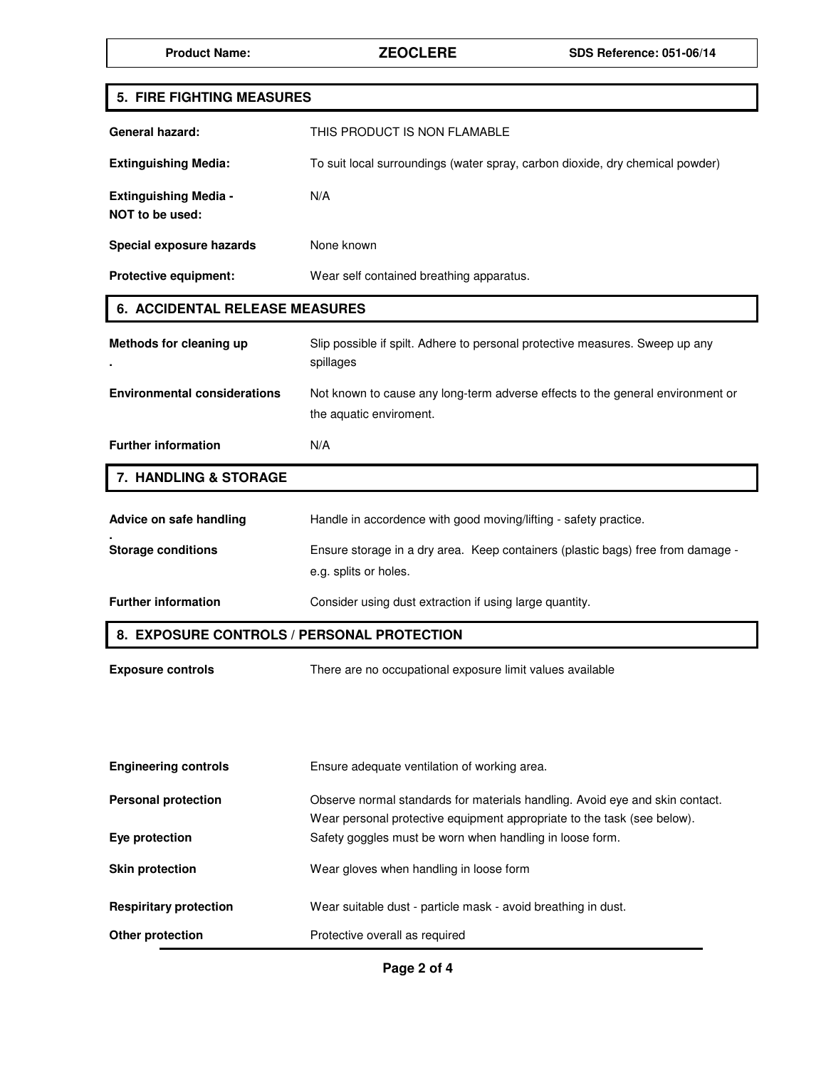## 5. FIRE FIGHTING MEASURES

| | |
|---|---|
| **General hazard:** | THIS PRODUCT IS NON FLAMABLE |
| **Extinguishing Media:** | To suit local surroundings (water spray, carbon dioxide, dry chemical powder) |
| **Extinguishing Media - NOT to be used:** | N/A |
| **Special exposure hazards** | None known |
| **Protective equipment:** | Wear self contained breathing apparatus. |

## 6. ACCIDENTAL RELEASE MEASURES

| | |
|---|---|
| **Methods for cleaning up .** | Slip possible if spilt. Adhere to personal protective measures. Sweep up any spillages |
| **Environmental considerations** | Not known to cause any long-term adverse effects to the general environment or the aquatic enviroment. |
| **Further information** | N/A |

## 7. HANDLING & STORAGE

| | |
|---|---|
| **Advice on safe handling .** | Handle in accordance with good moving/lifting - safety practice. |
| **Storage conditions** | Ensure storage in a dry area. Keep containers (plastic bags) free from damage - e.g. splits or holes. |
| **Further information** | Consider using dust extraction if using large quantity. |

## 8. EXPOSURE CONTROLS / PERSONAL PROTECTION

| | |
|---|---|
| **Exposure controls** | There are no occupational exposure limit values available |
| **Engineering controls** | Ensure adequate ventilation of working area. |
| **Personal protection** | Observe normal standards for materials handling. Avoid eye and skin contact. Wear personal protective equipment appropriate to the task (see below). |
| **Eye protection** | Safety goggles must be worn when handling in loose form. |
| **Skin protection** | Wear gloves when handling in loose form |
| **Respiritary protection** | Wear suitable dust - particle mask - avoid breathing in dust. |
| **Other protection** | Protective overall as required |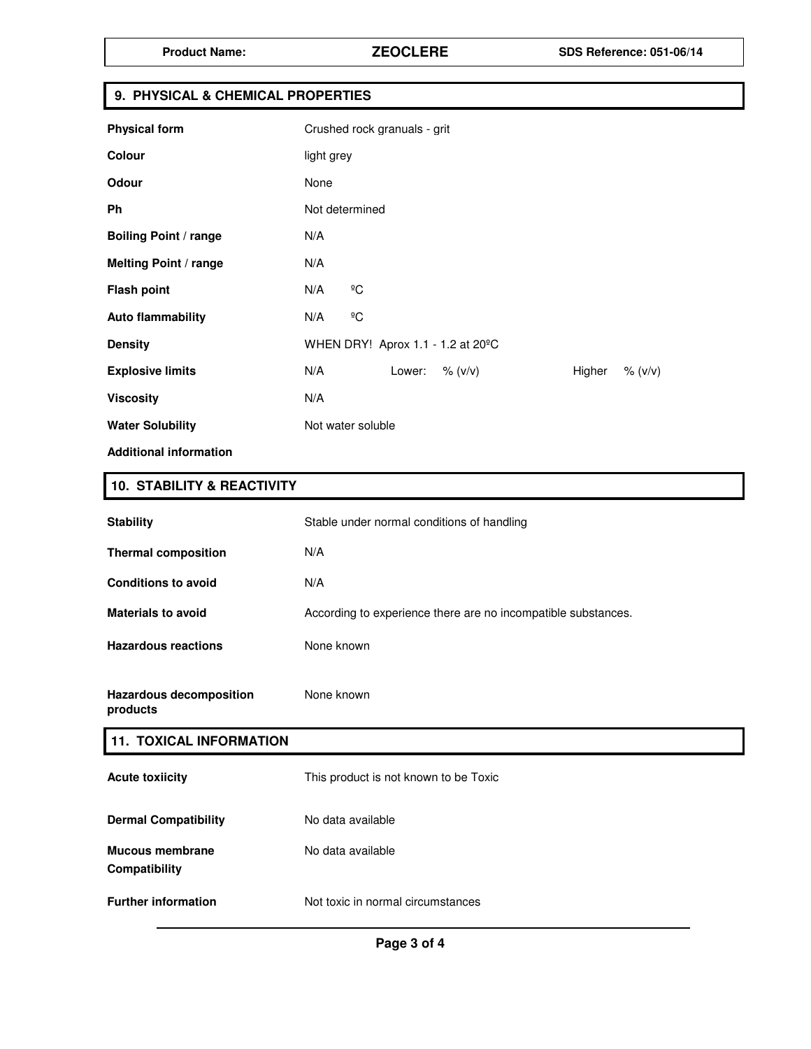## 9. PHYSICAL & CHEMICAL PROPERTIES

| | |
|---|---|
| **Physical form** | Crushed rock granuals - grit |
| **Colour** | light grey |
| **Odour** | None |
| **Ph** | Not determined |
| **Boiling Point / range** | N/A |
| **Melting Point / range** | N/A |
| **Flash point** | N/A ºC |
| **Auto flammability** | N/A ºC |
| **Density** | WHEN DRY! Aprox 1.1 - 1.2 at 20ºC |
| **Explosive limits** | N/A Lower: % (v/v) Higher % (v/v) |
| **Viscosity** | N/A |
| **Water Solubility** | Not water soluble |
| **Additional information** | |

## 10. STABILITY & REACTIVITY

| | |
|---|---|
| **Stability** | Stable under normal conditions of handling |
| **Thermal composition** | N/A |
| **Conditions to avoid** | N/A |
| **Materials to avoid** | According to experience there are no incompatible substances. |
| **Hazardous reactions** | None known |
| **Hazardous decomposition products** | None known |

## 11. TOXICAL INFORMATION

| | |
|---|---|
| **Acute toxiicity** | This product is not known to be Toxic |
| **Dermal Compatibility** | No data available |
| **Mucous membrane Compatibility** | No data available |
| **Further information** | Not toxic in normal circumstances |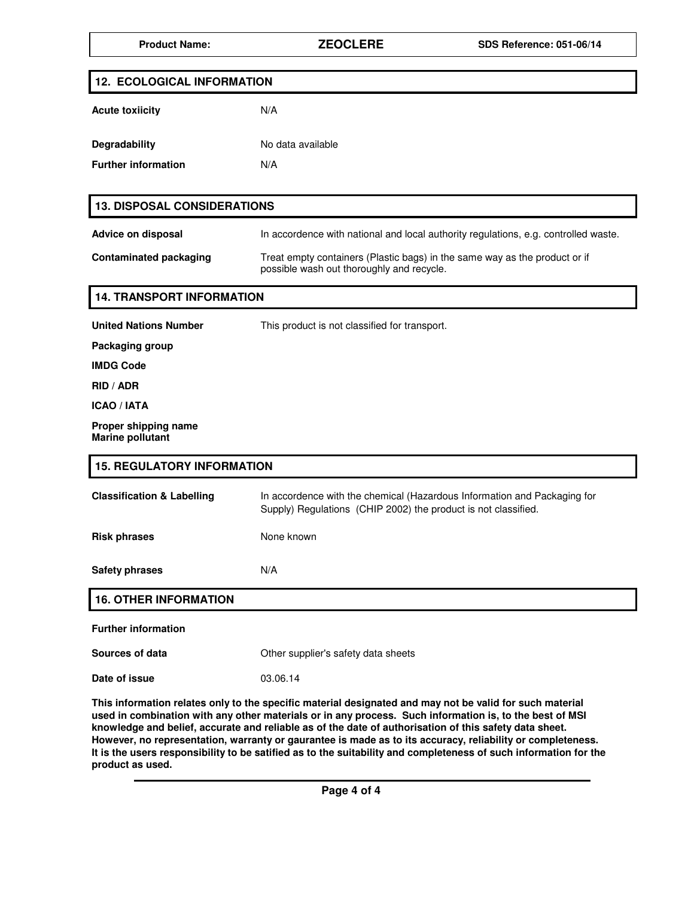## 12. ECOLOGICAL INFORMATION

| | |
|---|---|
| **Acute toxiicity** | N/A |
| **Degradability** | No data available |
| **Further information** | N/A |

## 13. DISPOSAL CONSIDERATIONS

| | |
|---|---|
| **Advice on disposal** | In accordence with national and local authority regulations, e.g. controlled waste. |
| **Contaminated packaging** | Treat empty containers (Plastic bags) in the same way as the product or if possible wash out thoroughly and recycle. |

## 14. TRANSPORT INFORMATION

| | |
|---|---|
| **United Nations Number** | This product is not classified for transport. |
| **Packaging group** | |
| **IMDG Code** | |
| **RID / ADR** | |
| **ICAO / IATA** | |
| **Proper shipping name** | |
| **Marine pollutant** | |

## 15. REGULATORY INFORMATION

| | |
|---|---|
| **Classification & Labelling** | In accordence with the chemical (Hazardous Information and Packaging for Supply) Regulations (CHIP 2002) the product is not classified. |
| **Risk phrases** | None known |
| **Safety phrases** | N/A |

## 16. OTHER INFORMATION

| | |
|---|---|
| **Further information** | |
| **Sources of data** | Other supplier's safety data sheets |
| **Date of issue** | 03.06.14 |

**This information relates only to the specific material designated and may not be valid for such material used in combination with any other materials or in any process. Such information is, to the best of MSI knowledge and belief, accurate and reliable as of the date of authorisation of this safety data sheet. However, no representation, warranty or gaurantee is made as to its accuracy, reliability or completeness. It is the users responsibility to be satified as to the suitability and completeness of such information for the product as used.**